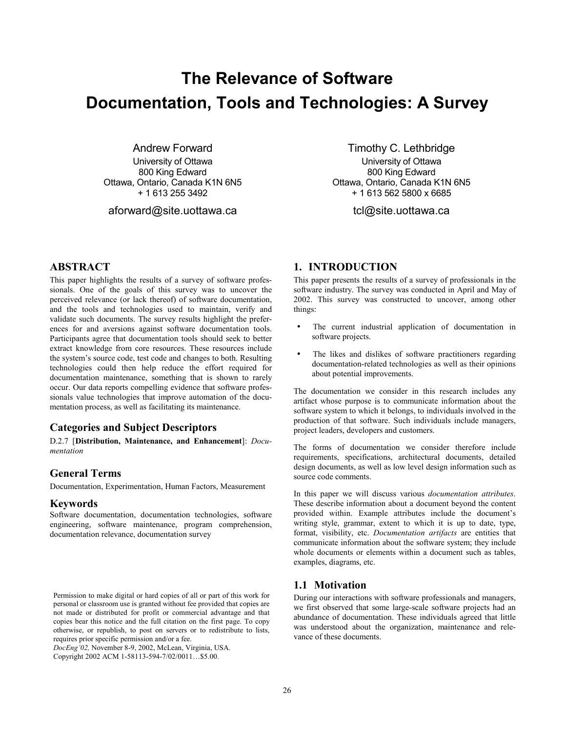# The Relevance of Software Documentation, Tools and Technologies: A Survey

Andrew Forward
University of Ottawa
800 King Edward
Ottawa, Ontario, Canada K1N 6N5
+ 1 613 255 3492
aforward@site.uottawa.ca

Timothy C. Lethbridge
University of Ottawa
800 King Edward
Ottawa, Ontario, Canada K1N 6N5
+ 1 613 562 5800 x 6685
tcl@site.uottawa.ca

## ABSTRACT

This paper highlights the results of a survey of software professionals. One of the goals of this survey was to uncover the perceived relevance (or lack thereof) of software documentation, and the tools and technologies used to maintain, verify and validate such documents. The survey results highlight the preferences for and aversions against software documentation tools. Participants agree that documentation tools should seek to better extract knowledge from core resources. These resources include the system's source code, test code and changes to both. Resulting technologies could then help reduce the effort required for documentation maintenance, something that is shown to rarely occur. Our data reports compelling evidence that software professionals value technologies that improve automation of the documentation process, as well as facilitating its maintenance.

### Categories and Subject Descriptors

D.2.7 [**Distribution, Maintenance, and Enhancement**]: *Documentation*

### General Terms

Documentation, Experimentation, Human Factors, Measurement

### Keywords

Software documentation, documentation technologies, software engineering, software maintenance, program comprehension, documentation relevance, documentation survey

Permission to make digital or hard copies of all or part of this work for personal or classroom use is granted without fee provided that copies are not made or distributed for profit or commercial advantage and that copies bear this notice and the full citation on the first page. To copy otherwise, or republish, to post on servers or to redistribute to lists, requires prior specific permission and/or a fee.
*DocEng'02,* November 8-9, 2002, McLean, Virginia, USA.
Copyright 2002 ACM 1-58113-594-7/02/0011…$5.00.

## 1. INTRODUCTION

This paper presents the results of a survey of professionals in the software industry. The survey was conducted in April and May of 2002. This survey was constructed to uncover, among other things:

- The current industrial application of documentation in software projects.
- The likes and dislikes of software practitioners regarding documentation-related technologies as well as their opinions about potential improvements.

The documentation we consider in this research includes any artifact whose purpose is to communicate information about the software system to which it belongs, to individuals involved in the production of that software. Such individuals include managers, project leaders, developers and customers.

The forms of documentation we consider therefore include requirements, specifications, architectural documents, detailed design documents, as well as low level design information such as source code comments.

In this paper we will discuss various *documentation attributes*. These describe information about a document beyond the content provided within. Example attributes include the document's writing style, grammar, extent to which it is up to date, type, format, visibility, etc. *Documentation artifacts* are entities that communicate information about the software system; they include whole documents or elements within a document such as tables, examples, diagrams, etc.

### 1.1 Motivation

During our interactions with software professionals and managers, we first observed that some large-scale software projects had an abundance of documentation. These individuals agreed that little was understood about the organization, maintenance and relevance of these documents.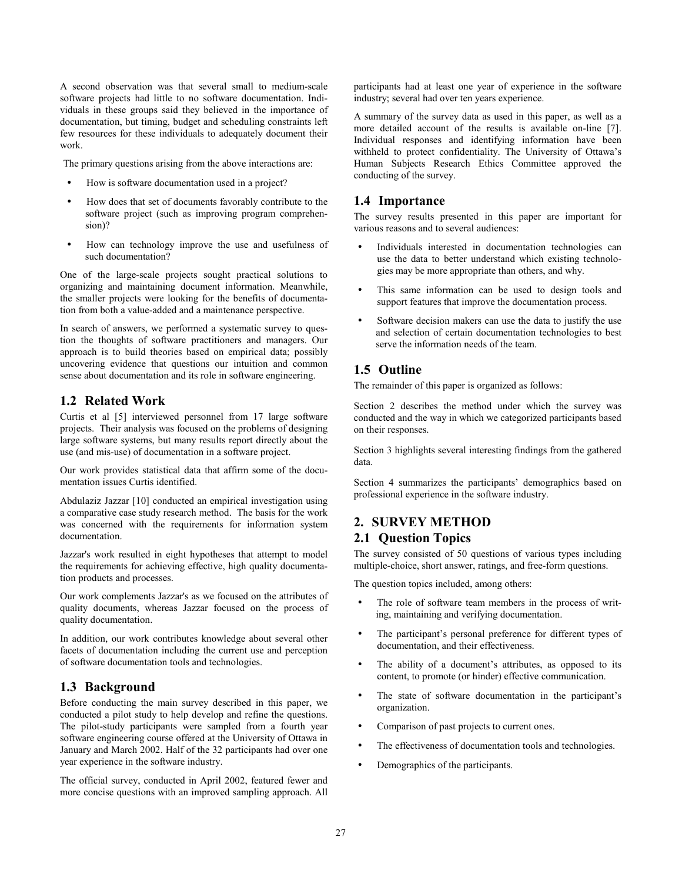A second observation was that several small to medium-scale software projects had little to no software documentation. Individuals in these groups said they believed in the importance of documentation, but timing, budget and scheduling constraints left few resources for these individuals to adequately document their work.

The primary questions arising from the above interactions are:

- How is software documentation used in a project?
- How does that set of documents favorably contribute to the software project (such as improving program comprehension)?
- How can technology improve the use and usefulness of such documentation?

One of the large-scale projects sought practical solutions to organizing and maintaining document information. Meanwhile, the smaller projects were looking for the benefits of documentation from both a value-added and a maintenance perspective.

In search of answers, we performed a systematic survey to question the thoughts of software practitioners and managers. Our approach is to build theories based on empirical data; possibly uncovering evidence that questions our intuition and common sense about documentation and its role in software engineering.

## 1.2 Related Work

Curtis et al [5] interviewed personnel from 17 large software projects. Their analysis was focused on the problems of designing large software systems, but many results report directly about the use (and mis-use) of documentation in a software project.

Our work provides statistical data that affirm some of the documentation issues Curtis identified.

Abdulaziz Jazzar [10] conducted an empirical investigation using a comparative case study research method. The basis for the work was concerned with the requirements for information system documentation.

Jazzar's work resulted in eight hypotheses that attempt to model the requirements for achieving effective, high quality documentation products and processes.

Our work complements Jazzar's as we focused on the attributes of quality documents, whereas Jazzar focused on the process of quality documentation.

In addition, our work contributes knowledge about several other facets of documentation including the current use and perception of software documentation tools and technologies.

## 1.3 Background

Before conducting the main survey described in this paper, we conducted a pilot study to help develop and refine the questions. The pilot-study participants were sampled from a fourth year software engineering course offered at the University of Ottawa in January and March 2002. Half of the 32 participants had over one year experience in the software industry.

The official survey, conducted in April 2002, featured fewer and more concise questions with an improved sampling approach. All participants had at least one year of experience in the software industry; several had over ten years experience.

A summary of the survey data as used in this paper, as well as a more detailed account of the results is available on-line [7]. Individual responses and identifying information have been withheld to protect confidentiality. The University of Ottawa's Human Subjects Research Ethics Committee approved the conducting of the survey.

## 1.4 Importance

The survey results presented in this paper are important for various reasons and to several audiences:

- Individuals interested in documentation technologies can use the data to better understand which existing technologies may be more appropriate than others, and why.
- This same information can be used to design tools and support features that improve the documentation process.
- Software decision makers can use the data to justify the use and selection of certain documentation technologies to best serve the information needs of the team.

## 1.5 Outline

The remainder of this paper is organized as follows:

Section 2 describes the method under which the survey was conducted and the way in which we categorized participants based on their responses.

Section 3 highlights several interesting findings from the gathered data.

Section 4 summarizes the participants' demographics based on professional experience in the software industry.

# 2. SURVEY METHOD

## 2.1 Question Topics

The survey consisted of 50 questions of various types including multiple-choice, short answer, ratings, and free-form questions.

The question topics included, among others:

- The role of software team members in the process of writing, maintaining and verifying documentation.
- The participant's personal preference for different types of documentation, and their effectiveness.
- The ability of a document's attributes, as opposed to its content, to promote (or hinder) effective communication.
- The state of software documentation in the participant's organization.
- Comparison of past projects to current ones.
- The effectiveness of documentation tools and technologies.
- Demographics of the participants.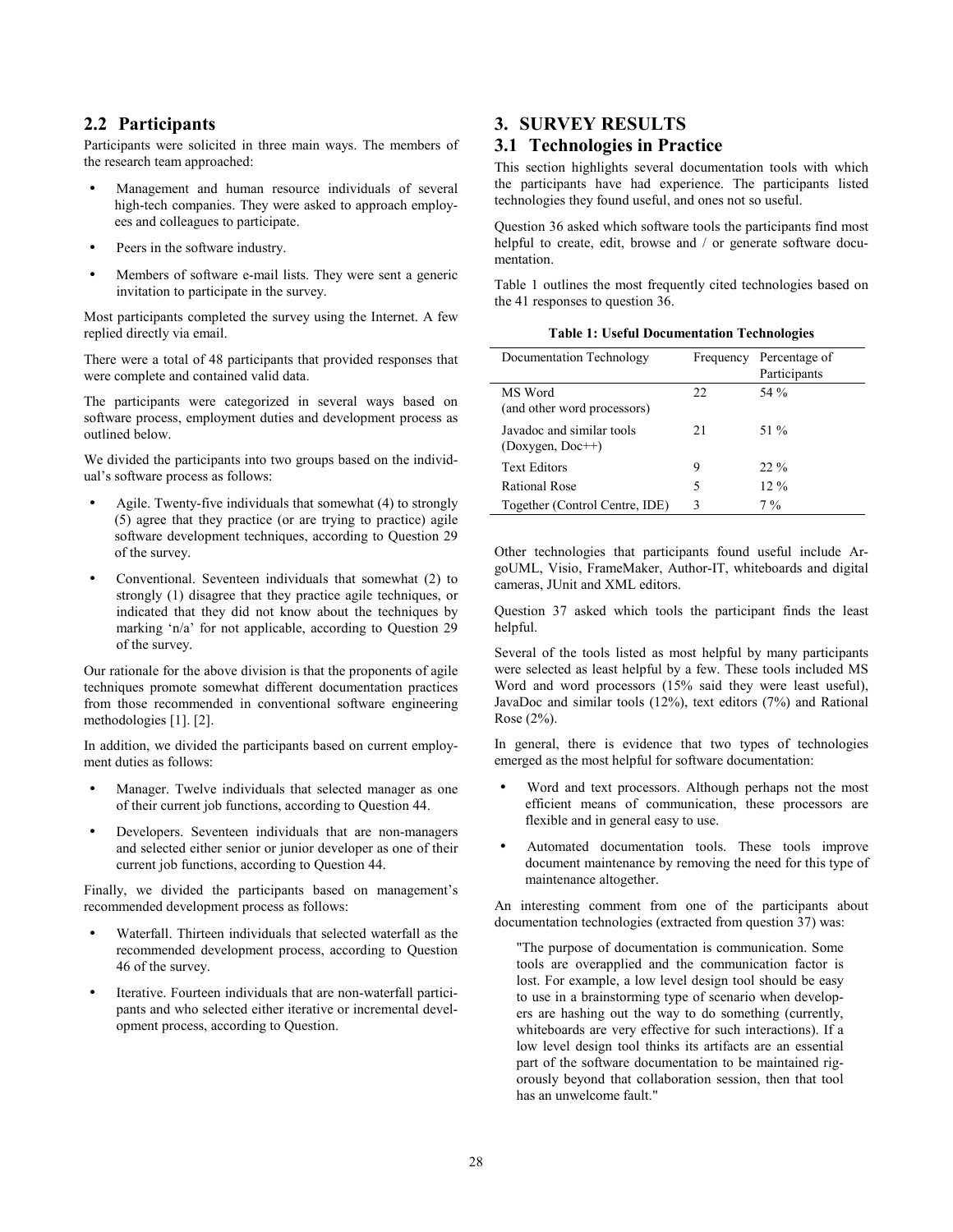## 2.2 Participants

Participants were solicited in three main ways. The members of the research team approached:

- Management and human resource individuals of several high-tech companies. They were asked to approach employees and colleagues to participate.
- Peers in the software industry.
- Members of software e-mail lists. They were sent a generic invitation to participate in the survey.

Most participants completed the survey using the Internet. A few replied directly via email.

There were a total of 48 participants that provided responses that were complete and contained valid data.

The participants were categorized in several ways based on software process, employment duties and development process as outlined below.

We divided the participants into two groups based on the individual's software process as follows:

- Agile. Twenty-five individuals that somewhat (4) to strongly (5) agree that they practice (or are trying to practice) agile software development techniques, according to Question 29 of the survey.
- Conventional. Seventeen individuals that somewhat (2) to strongly (1) disagree that they practice agile techniques, or indicated that they did not know about the techniques by marking 'n/a' for not applicable, according to Question 29 of the survey.

Our rationale for the above division is that the proponents of agile techniques promote somewhat different documentation practices from those recommended in conventional software engineering methodologies [1]. [2].

In addition, we divided the participants based on current employment duties as follows:

- Manager. Twelve individuals that selected manager as one of their current job functions, according to Question 44.
- Developers. Seventeen individuals that are non-managers and selected either senior or junior developer as one of their current job functions, according to Question 44.

Finally, we divided the participants based on management's recommended development process as follows:

- Waterfall. Thirteen individuals that selected waterfall as the recommended development process, according to Question 46 of the survey.
- Iterative. Fourteen individuals that are non-waterfall participants and who selected either iterative or incremental development process, according to Question.

# 3. SURVEY RESULTS

## 3.1 Technologies in Practice

This section highlights several documentation tools with which the participants have had experience. The participants listed technologies they found useful, and ones not so useful.

Question 36 asked which software tools the participants find most helpful to create, edit, browse and / or generate software documentation.

Table 1 outlines the most frequently cited technologies based on the 41 responses to question 36.

**Table 1: Useful Documentation Technologies**

| Documentation Technology | Frequency | Percentage of Participants |
|---|---|---|
| MS Word (and other word processors) | 22 | 54 % |
| Javadoc and similar tools (Doxygen, Doc++) | 21 | 51 % |
| Text Editors | 9 | 22 % |
| Rational Rose | 5 | 12 % |
| Together (Control Centre, IDE) | 3 | 7 % |

Other technologies that participants found useful include ArgoUML, Visio, FrameMaker, Author-IT, whiteboards and digital cameras, JUnit and XML editors.

Question 37 asked which tools the participant finds the least helpful.

Several of the tools listed as most helpful by many participants were selected as least helpful by a few. These tools included MS Word and word processors (15% said they were least useful), JavaDoc and similar tools (12%), text editors (7%) and Rational Rose (2%).

In general, there is evidence that two types of technologies emerged as the most helpful for software documentation:

- Word and text processors. Although perhaps not the most efficient means of communication, these processors are flexible and in general easy to use.
- Automated documentation tools. These tools improve document maintenance by removing the need for this type of maintenance altogether.

An interesting comment from one of the participants about documentation technologies (extracted from question 37) was:

> "The purpose of documentation is communication. Some tools are overapplied and the communication factor is lost. For example, a low level design tool should be easy to use in a brainstorming type of scenario when developers are hashing out the way to do something (currently, whiteboards are very effective for such interactions). If a low level design tool thinks its artifacts are an essential part of the software documentation to be maintained rigorously beyond that collaboration session, then that tool has an unwelcome fault."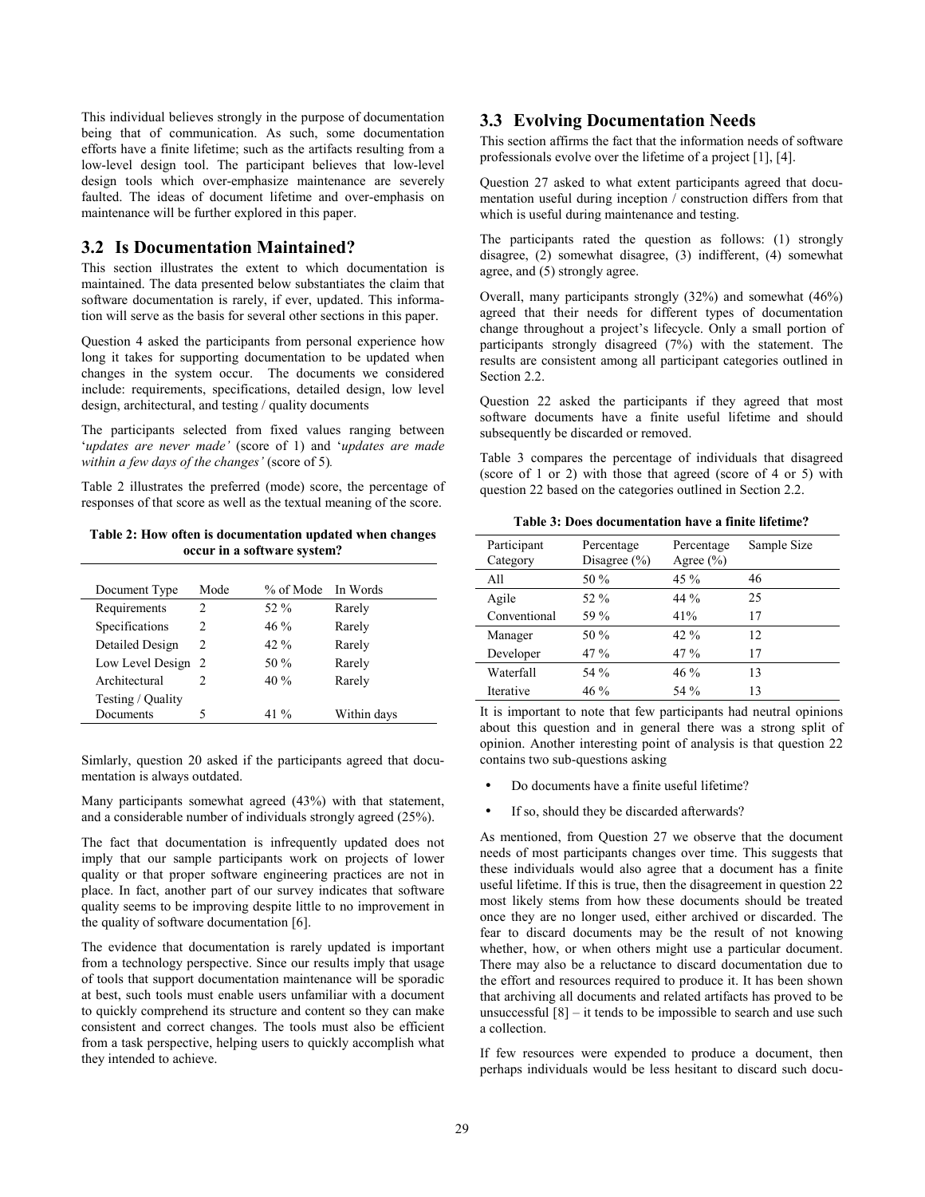This individual believes strongly in the purpose of documentation being that of communication. As such, some documentation efforts have a finite lifetime; such as the artifacts resulting from a low-level design tool. The participant believes that low-level design tools which over-emphasize maintenance are severely faulted. The ideas of document lifetime and over-emphasis on maintenance will be further explored in this paper.

## 3.2 Is Documentation Maintained?

This section illustrates the extent to which documentation is maintained. The data presented below substantiates the claim that software documentation is rarely, if ever, updated. This information will serve as the basis for several other sections in this paper.

Question 4 asked the participants from personal experience how long it takes for supporting documentation to be updated when changes in the system occur. The documents we considered include: requirements, specifications, detailed design, low level design, architectural, and testing / quality documents

The participants selected from fixed values ranging between '*updates are never made*' (score of 1) and '*updates are made within a few days of the changes*' (score of 5).

Table 2 illustrates the preferred (mode) score, the percentage of responses of that score as well as the textual meaning of the score.

**Table 2: How often is documentation updated when changes occur in a software system?**

| Document Type | Mode | % of Mode | In Words |
|---|---|---|---|
| Requirements | 2 | 52 % | Rarely |
| Specifications | 2 | 46 % | Rarely |
| Detailed Design | 2 | 42 % | Rarely |
| Low Level Design | 2 | 50 % | Rarely |
| Architectural | 2 | 40 % | Rarely |
| Testing / Quality Documents | 5 | 41 % | Within days |

Simlarly, question 20 asked if the participants agreed that documentation is always outdated.

Many participants somewhat agreed (43%) with that statement, and a considerable number of individuals strongly agreed (25%).

The fact that documentation is infrequently updated does not imply that our sample participants work on projects of lower quality or that proper software engineering practices are not in place. In fact, another part of our survey indicates that software quality seems to be improving despite little to no improvement in the quality of software documentation [6].

The evidence that documentation is rarely updated is important from a technology perspective. Since our results imply that usage of tools that support documentation maintenance will be sporadic at best, such tools must enable users unfamiliar with a document to quickly comprehend its structure and content so they can make consistent and correct changes. The tools must also be efficient from a task perspective, helping users to quickly accomplish what they intended to achieve.

## 3.3 Evolving Documentation Needs

This section affirms the fact that the information needs of software professionals evolve over the lifetime of a project [1], [4].

Question 27 asked to what extent participants agreed that documentation useful during inception / construction differs from that which is useful during maintenance and testing.

The participants rated the question as follows: (1) strongly disagree, (2) somewhat disagree, (3) indifferent, (4) somewhat agree, and (5) strongly agree.

Overall, many participants strongly (32%) and somewhat (46%) agreed that their needs for different types of documentation change throughout a project's lifecycle. Only a small portion of participants strongly disagreed (7%) with the statement. The results are consistent among all participant categories outlined in Section 2.2.

Question 22 asked the participants if they agreed that most software documents have a finite useful lifetime and should subsequently be discarded or removed.

Table 3 compares the percentage of individuals that disagreed (score of 1 or 2) with those that agreed (score of 4 or 5) with question 22 based on the categories outlined in Section 2.2.

**Table 3: Does documentation have a finite lifetime?**

| Participant Category | Percentage Disagree (%) | Percentage Agree (%) | Sample Size |
|---|---|---|---|
| All | 50 % | 45 % | 46 |
| Agile | 52 % | 44 % | 25 |
| Conventional | 59 % | 41% | 17 |
| Manager | 50 % | 42 % | 12 |
| Developer | 47 % | 47 % | 17 |
| Waterfall | 54 % | 46 % | 13 |
| Iterative | 46 % | 54 % | 13 |

It is important to note that few participants had neutral opinions about this question and in general there was a strong split of opinion. Another interesting point of analysis is that question 22 contains two sub-questions asking

- Do documents have a finite useful lifetime?
- If so, should they be discarded afterwards?

As mentioned, from Question 27 we observe that the document needs of most participants changes over time. This suggests that these individuals would also agree that a document has a finite useful lifetime. If this is true, then the disagreement in question 22 most likely stems from how these documents should be treated once they are no longer used, either archived or discarded. The fear to discard documents may be the result of not knowing whether, how, or when others might use a particular document. There may also be a reluctance to discard documentation due to the effort and resources required to produce it. It has been shown that archiving all documents and related artifacts has proved to be unsuccessful [8] – it tends to be impossible to search and use such a collection.

If few resources were expended to produce a document, then perhaps individuals would be less hesitant to discard such docu-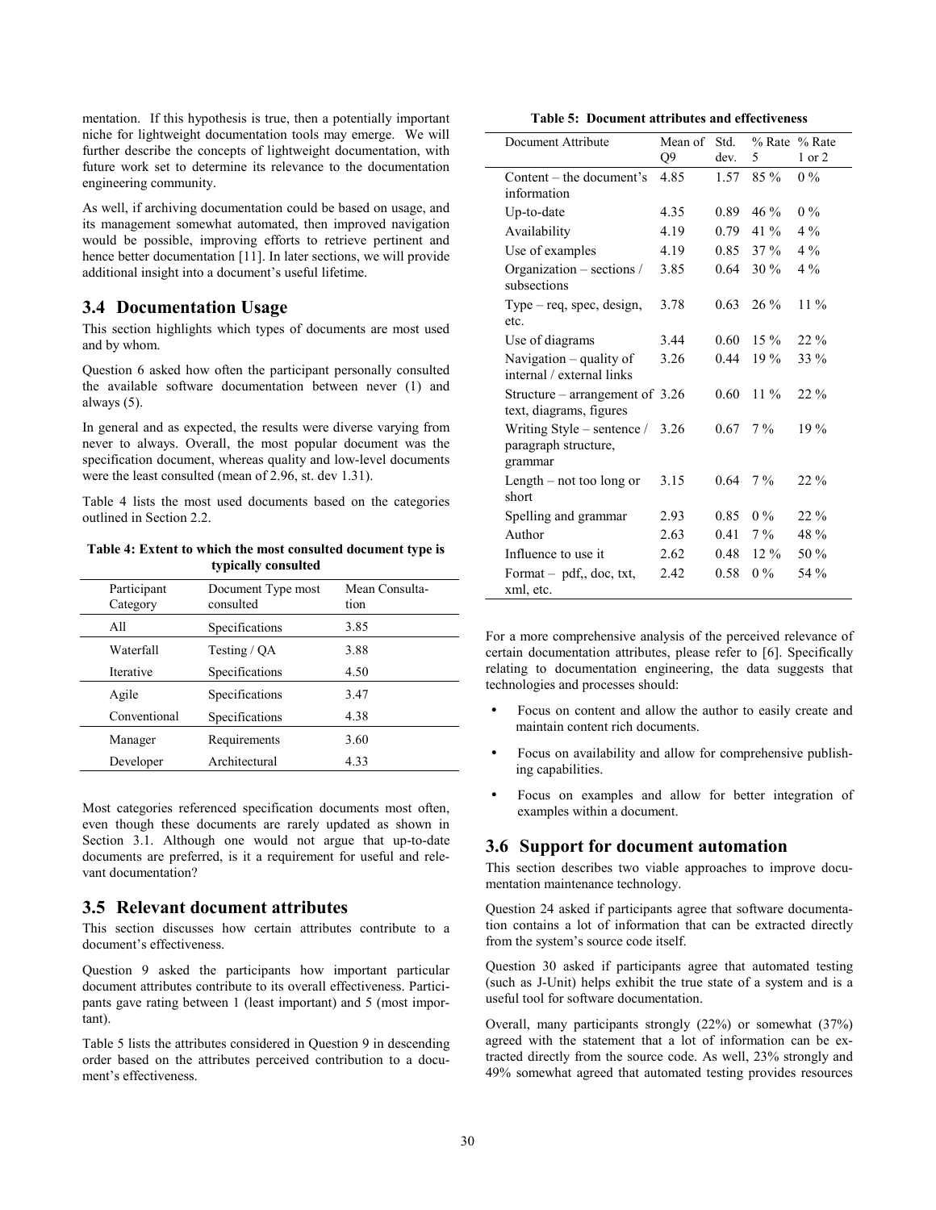mentation. If this hypothesis is true, then a potentially important niche for lightweight documentation tools may emerge. We will further describe the concepts of lightweight documentation, with future work set to determine its relevance to the documentation engineering community.

As well, if archiving documentation could be based on usage, and its management somewhat automated, then improved navigation would be possible, improving efforts to retrieve pertinent and hence better documentation [11]. In later sections, we will provide additional insight into a document's useful lifetime.

## 3.4 Documentation Usage

This section highlights which types of documents are most used and by whom.

Question 6 asked how often the participant personally consulted the available software documentation between never (1) and always (5).

In general and as expected, the results were diverse varying from never to always. Overall, the most popular document was the specification document, whereas quality and low-level documents were the least consulted (mean of 2.96, st. dev 1.31).

Table 4 lists the most used documents based on the categories outlined in Section 2.2.

**Table 4: Extent to which the most consulted document type is typically consulted**

| Participant Category | Document Type most consulted | Mean Consultation |
|---|---|---|
| All | Specifications | 3.85 |
| Waterfall | Testing / QA | 3.88 |
| Iterative | Specifications | 4.50 |
| Agile | Specifications | 3.47 |
| Conventional | Specifications | 4.38 |
| Manager | Requirements | 3.60 |
| Developer | Architectural | 4.33 |

Most categories referenced specification documents most often, even though these documents are rarely updated as shown in Section 3.1. Although one would not argue that up-to-date documents are preferred, is it a requirement for useful and relevant documentation?

## 3.5 Relevant document attributes

This section discusses how certain attributes contribute to a document's effectiveness.

Question 9 asked the participants how important particular document attributes contribute to its overall effectiveness. Participants gave rating between 1 (least important) and 5 (most important).

Table 5 lists the attributes considered in Question 9 in descending order based on the attributes perceived contribution to a document's effectiveness.

**Table 5: Document attributes and effectiveness**

| Document Attribute | Mean of Q9 | Std. dev. | % Rate 5 | % Rate 1 or 2 |
|---|---|---|---|---|
| Content – the document's information | 4.85 | 1.57 | 85 % | 0 % |
| Up-to-date | 4.35 | 0.89 | 46 % | 0 % |
| Availability | 4.19 | 0.79 | 41 % | 4 % |
| Use of examples | 4.19 | 0.85 | 37 % | 4 % |
| Organization – sections / subsections | 3.85 | 0.64 | 30 % | 4 % |
| Type – req, spec, design, etc. | 3.78 | 0.63 | 26 % | 11 % |
| Use of diagrams | 3.44 | 0.60 | 15 % | 22 % |
| Navigation – quality of internal / external links | 3.26 | 0.44 | 19 % | 33 % |
| Structure – arrangement of text, diagrams, figures | 3.26 | 0.60 | 11 % | 22 % |
| Writing Style – sentence / paragraph structure, grammar | 3.26 | 0.67 | 7 % | 19 % |
| Length – not too long or short | 3.15 | 0.64 | 7 % | 22 % |
| Spelling and grammar | 2.93 | 0.85 | 0 % | 22 % |
| Author | 2.63 | 0.41 | 7 % | 48 % |
| Influence to use it | 2.62 | 0.48 | 12 % | 50 % |
| Format – pdf,, doc, txt, xml, etc. | 2.42 | 0.58 | 0 % | 54 % |

For a more comprehensive analysis of the perceived relevance of certain documentation attributes, please refer to [6]. Specifically relating to documentation engineering, the data suggests that technologies and processes should:

- Focus on content and allow the author to easily create and maintain content rich documents.
- Focus on availability and allow for comprehensive publishing capabilities.
- Focus on examples and allow for better integration of examples within a document.

## 3.6 Support for document automation

This section describes two viable approaches to improve documentation maintenance technology.

Question 24 asked if participants agree that software documentation contains a lot of information that can be extracted directly from the system's source code itself.

Question 30 asked if participants agree that automated testing (such as J-Unit) helps exhibit the true state of a system and is a useful tool for software documentation.

Overall, many participants strongly (22%) or somewhat (37%) agreed with the statement that a lot of information can be extracted directly from the source code. As well, 23% strongly and 49% somewhat agreed that automated testing provides resources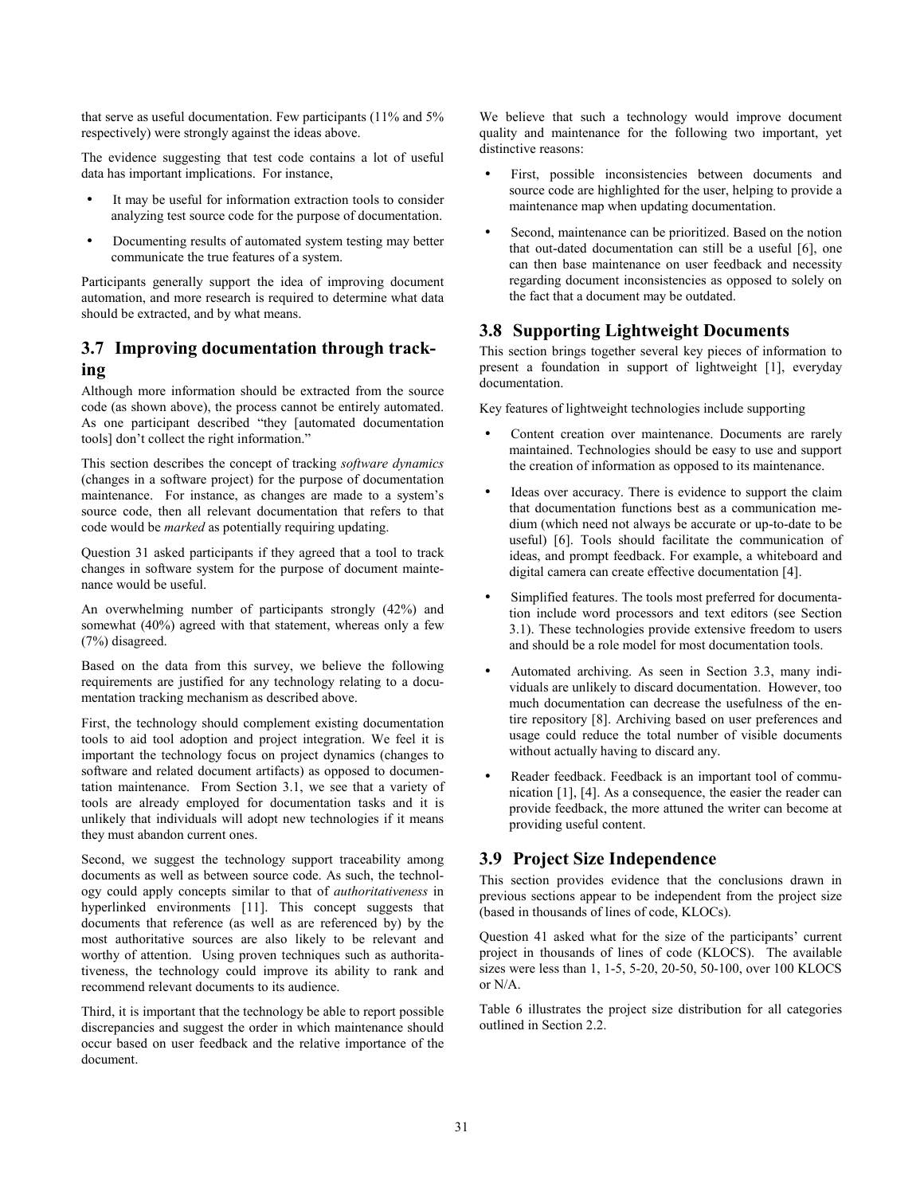that serve as useful documentation. Few participants (11% and 5% respectively) were strongly against the ideas above.

The evidence suggesting that test code contains a lot of useful data has important implications. For instance,

- It may be useful for information extraction tools to consider analyzing test source code for the purpose of documentation.
- Documenting results of automated system testing may better communicate the true features of a system.

Participants generally support the idea of improving document automation, and more research is required to determine what data should be extracted, and by what means.

## 3.7 Improving documentation through tracking

Although more information should be extracted from the source code (as shown above), the process cannot be entirely automated. As one participant described "they [automated documentation tools] don't collect the right information."

This section describes the concept of tracking *software dynamics* (changes in a software project) for the purpose of documentation maintenance. For instance, as changes are made to a system's source code, then all relevant documentation that refers to that code would be *marked* as potentially requiring updating.

Question 31 asked participants if they agreed that a tool to track changes in software system for the purpose of document maintenance would be useful.

An overwhelming number of participants strongly (42%) and somewhat (40%) agreed with that statement, whereas only a few (7%) disagreed.

Based on the data from this survey, we believe the following requirements are justified for any technology relating to a documentation tracking mechanism as described above.

First, the technology should complement existing documentation tools to aid tool adoption and project integration. We feel it is important the technology focus on project dynamics (changes to software and related document artifacts) as opposed to documentation maintenance. From Section 3.1, we see that a variety of tools are already employed for documentation tasks and it is unlikely that individuals will adopt new technologies if it means they must abandon current ones.

Second, we suggest the technology support traceability among documents as well as between source code. As such, the technology could apply concepts similar to that of *authoritativeness* in hyperlinked environments [11]. This concept suggests that documents that reference (as well as are referenced by) the most authoritative sources are also likely to be relevant and worthy of attention. Using proven techniques such as authoritativeness, the technology could improve its ability to rank and recommend relevant documents to its audience.

Third, it is important that the technology be able to report possible discrepancies and suggest the order in which maintenance should occur based on user feedback and the relative importance of the document.

We believe that such a technology would improve document quality and maintenance for the following two important, yet distinctive reasons:

- First, possible inconsistencies between documents and source code are highlighted for the user, helping to provide a maintenance map when updating documentation.
- Second, maintenance can be prioritized. Based on the notion that out-dated documentation can still be a useful [6], one can then base maintenance on user feedback and necessity regarding document inconsistencies as opposed to solely on the fact that a document may be outdated.

## 3.8 Supporting Lightweight Documents

This section brings together several key pieces of information to present a foundation in support of lightweight [1], everyday documentation.

Key features of lightweight technologies include supporting

- Content creation over maintenance. Documents are rarely maintained. Technologies should be easy to use and support the creation of information as opposed to its maintenance.
- Ideas over accuracy. There is evidence to support the claim that documentation functions best as a communication medium (which need not always be accurate or up-to-date to be useful) [6]. Tools should facilitate the communication of ideas, and prompt feedback. For example, a whiteboard and digital camera can create effective documentation [4].
- Simplified features. The tools most preferred for documentation include word processors and text editors (see Section 3.1). These technologies provide extensive freedom to users and should be a role model for most documentation tools.
- Automated archiving. As seen in Section 3.3, many individuals are unlikely to discard documentation. However, too much documentation can decrease the usefulness of the entire repository [8]. Archiving based on user preferences and usage could reduce the total number of visible documents without actually having to discard any.
- Reader feedback. Feedback is an important tool of communication [1], [4]. As a consequence, the easier the reader can provide feedback, the more attuned the writer can become at providing useful content.

## 3.9 Project Size Independence

This section provides evidence that the conclusions drawn in previous sections appear to be independent from the project size (based in thousands of lines of code, KLOCs).

Question 41 asked what for the size of the participants' current project in thousands of lines of code (KLOCS). The available sizes were less than 1, 1-5, 5-20, 20-50, 50-100, over 100 KLOCS or N/A.

Table 6 illustrates the project size distribution for all categories outlined in Section 2.2.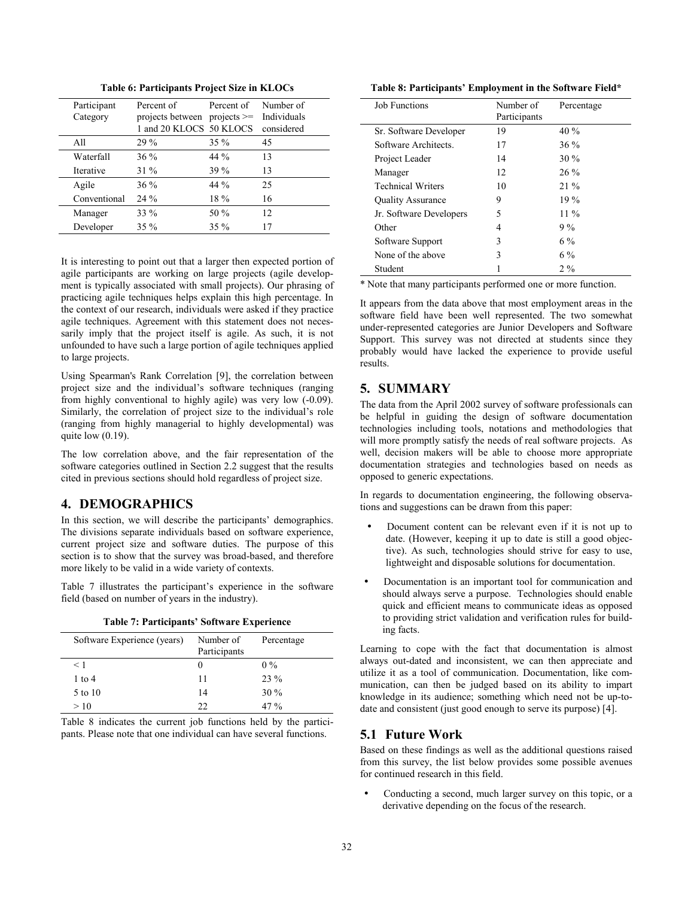**Table 6: Participants Project Size in KLOCs**

| Participant Category | Percent of projects between 1 and 20 KLOCS | Percent of projects >= 50 KLOCS | Number of Individuals considered |
|---|---|---|---|
| All | 29 % | 35 % | 45 |
| Waterfall | 36 % | 44 % | 13 |
| Iterative | 31 % | 39 % | 13 |
| Agile | 36 % | 44 % | 25 |
| Conventional | 24 % | 18 % | 16 |
| Manager | 33 % | 50 % | 12 |
| Developer | 35 % | 35 % | 17 |

It is interesting to point out that a larger then expected portion of agile participants are working on large projects (agile development is typically associated with small projects). Our phrasing of practicing agile techniques helps explain this high percentage. In the context of our research, individuals were asked if they practice agile techniques. Agreement with this statement does not necessarily imply that the project itself is agile. As such, it is not unfounded to have such a large portion of agile techniques applied to large projects.

Using Spearman's Rank Correlation [9], the correlation between project size and the individual's software techniques (ranging from highly conventional to highly agile) was very low (-0.09). Similarly, the correlation of project size to the individual's role (ranging from highly managerial to highly developmental) was quite low (0.19).

The low correlation above, and the fair representation of the software categories outlined in Section 2.2 suggest that the results cited in previous sections should hold regardless of project size.

## 4. DEMOGRAPHICS

In this section, we will describe the participants' demographics. The divisions separate individuals based on software experience, current project size and software duties. The purpose of this section is to show that the survey was broad-based, and therefore more likely to be valid in a wide variety of contexts.

Table 7 illustrates the participant's experience in the software field (based on number of years in the industry).

**Table 7: Participants' Software Experience**

| Software Experience (years) | Number of Participants | Percentage |
|---|---|---|
| < 1 | 0 | 0 % |
| 1 to 4 | 11 | 23 % |
| 5 to 10 | 14 | 30 % |
| > 10 | 22 | 47 % |

Table 8 indicates the current job functions held by the participants. Please note that one individual can have several functions.

**Table 8: Participants' Employment in the Software Field***

| Job Functions | Number of Participants | Percentage |
|---|---|---|
| Sr. Software Developer | 19 | 40 % |
| Software Architects. | 17 | 36 % |
| Project Leader | 14 | 30 % |
| Manager | 12 | 26 % |
| Technical Writers | 10 | 21 % |
| Quality Assurance | 9 | 19 % |
| Jr. Software Developers | 5 | 11 % |
| Other | 4 | 9 % |
| Software Support | 3 | 6 % |
| None of the above | 3 | 6 % |
| Student | 1 | 2 % |

* Note that many participants performed one or more function.

It appears from the data above that most employment areas in the software field have been well represented. The two somewhat under-represented categories are Junior Developers and Software Support. This survey was not directed at students since they probably would have lacked the experience to provide useful results.

## 5. SUMMARY

The data from the April 2002 survey of software professionals can be helpful in guiding the design of software documentation technologies including tools, notations and methodologies that will more promptly satisfy the needs of real software projects. As well, decision makers will be able to choose more appropriate documentation strategies and technologies based on needs as opposed to generic expectations.

In regards to documentation engineering, the following observations and suggestions can be drawn from this paper:

- Document content can be relevant even if it is not up to date. (However, keeping it up to date is still a good objective). As such, technologies should strive for easy to use, lightweight and disposable solutions for documentation.
- Documentation is an important tool for communication and should always serve a purpose. Technologies should enable quick and efficient means to communicate ideas as opposed to providing strict validation and verification rules for building facts.

Learning to cope with the fact that documentation is almost always out-dated and inconsistent, we can then appreciate and utilize it as a tool of communication. Documentation, like communication, can then be judged based on its ability to impart knowledge in its audience; something which need not be up-to-date and consistent (just good enough to serve its purpose) [4].

### 5.1 Future Work

Based on these findings as well as the additional questions raised from this survey, the list below provides some possible avenues for continued research in this field.

- Conducting a second, much larger survey on this topic, or a derivative depending on the focus of the research.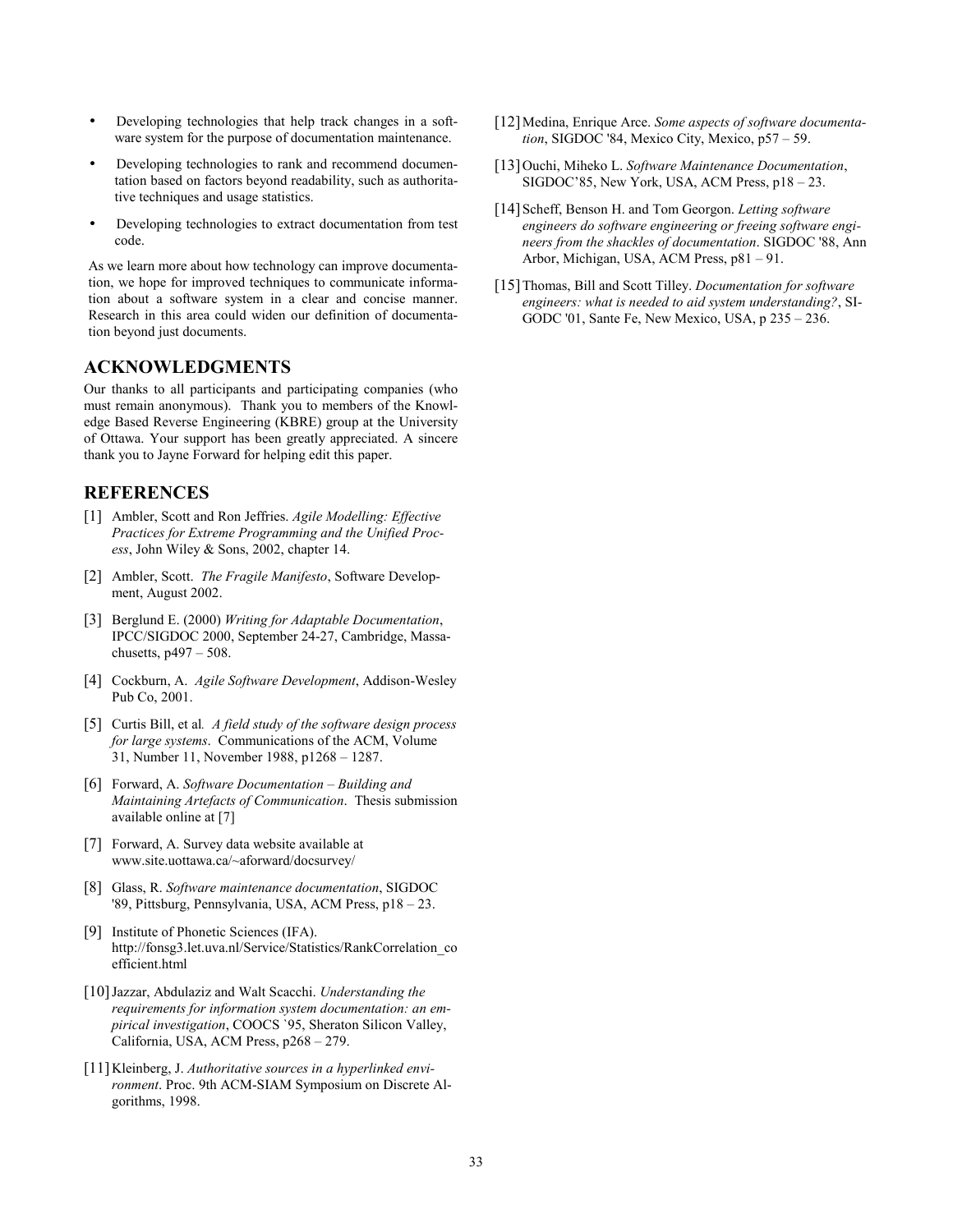- Developing technologies that help track changes in a software system for the purpose of documentation maintenance.
- Developing technologies to rank and recommend documentation based on factors beyond readability, such as authoritative techniques and usage statistics.
- Developing technologies to extract documentation from test code.

As we learn more about how technology can improve documentation, we hope for improved techniques to communicate information about a software system in a clear and concise manner. Research in this area could widen our definition of documentation beyond just documents.

## ACKNOWLEDGMENTS

Our thanks to all participants and participating companies (who must remain anonymous). Thank you to members of the Knowledge Based Reverse Engineering (KBRE) group at the University of Ottawa. Your support has been greatly appreciated. A sincere thank you to Jayne Forward for helping edit this paper.

## REFERENCES

[1] Ambler, Scott and Ron Jeffries. *Agile Modelling: Effective Practices for Extreme Programming and the Unified Process*, John Wiley & Sons, 2002, chapter 14.

[2] Ambler, Scott. *The Fragile Manifesto*, Software Development, August 2002.

[3] Berglund E. (2000) *Writing for Adaptable Documentation*, IPCC/SIGDOC 2000, September 24-27, Cambridge, Massachusetts, p497 – 508.

[4] Cockburn, A. *Agile Software Development*, Addison-Wesley Pub Co, 2001.

[5] Curtis Bill, et al*. A field study of the software design process for large systems*. Communications of the ACM, Volume 31, Number 11, November 1988, p1268 – 1287.

[6] Forward, A. *Software Documentation – Building and Maintaining Artefacts of Communication*. Thesis submission available online at [7]

[7] Forward, A. Survey data website available at www.site.uottawa.ca/~aforward/docsurvey/

[8] Glass, R. *Software maintenance documentation*, SIGDOC '89, Pittsburg, Pennsylvania, USA, ACM Press, p18 – 23.

[9] Institute of Phonetic Sciences (IFA). http://fonsg3.let.uva.nl/Service/Statistics/RankCorrelation_coefficient.html

[10] Jazzar, Abdulaziz and Walt Scacchi. *Understanding the requirements for information system documentation: an empirical investigation*, COOCS `95, Sheraton Silicon Valley, California, USA, ACM Press, p268 – 279.

[11] Kleinberg, J. *Authoritative sources in a hyperlinked environment*. Proc. 9th ACM-SIAM Symposium on Discrete Algorithms, 1998.

[12] Medina, Enrique Arce. *Some aspects of software documentation*, SIGDOC '84, Mexico City, Mexico, p57 – 59.

[13] Ouchi, Miheko L. *Software Maintenance Documentation*, SIGDOC'85, New York, USA, ACM Press, p18 – 23.

[14] Scheff, Benson H. and Tom Georgon. *Letting software engineers do software engineering or freeing software engineers from the shackles of documentation*. SIGDOC '88, Ann Arbor, Michigan, USA, ACM Press, p81 – 91.

[15] Thomas, Bill and Scott Tilley. *Documentation for software engineers: what is needed to aid system understanding?*, SIGODC '01, Sante Fe, New Mexico, USA, p 235 – 236.